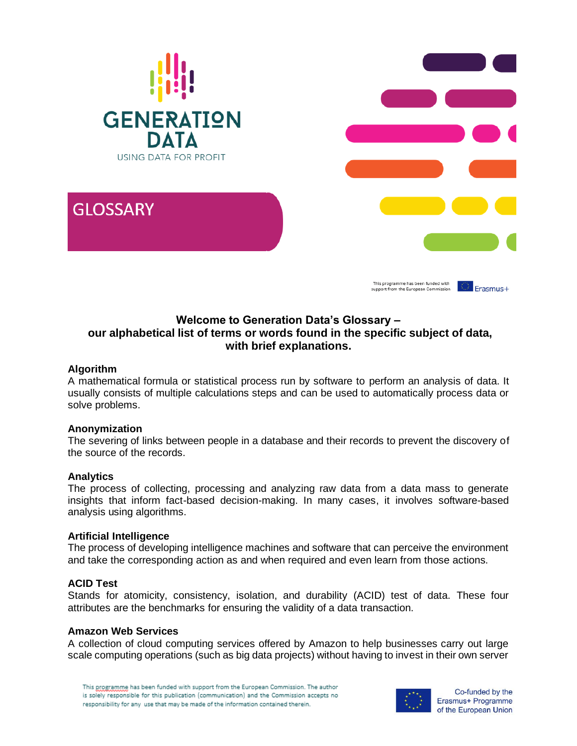GENERATION DATA

USING DATA FOR PROFIT

# GLOSSARY

This programme has been funded with support from the European Commission

Erasmus+

**Welcome to Generation Data's Glossary – our alphabetical list of terms or words found in the specific subject of data, with brief explanations.**

**Algorithm**
A mathematical formula or statistical process run by software to perform an analysis of data. It usually consists of multiple calculations steps and can be used to automatically process data or solve problems.

**Anonymization**
The severing of links between people in a database and their records to prevent the discovery of the source of the records.

**Analytics**
The process of collecting, processing and analyzing raw data from a data mass to generate insights that inform fact-based decision-making. In many cases, it involves software-based analysis using algorithms.

**Artificial Intelligence**
The process of developing intelligence machines and software that can perceive the environment and take the corresponding action as and when required and even learn from those actions.

**ACID Test**
Stands for atomicity, consistency, isolation, and durability (ACID) test of data. These four attributes are the benchmarks for ensuring the validity of a data transaction.

**Amazon Web Services**
A collection of cloud computing services offered by Amazon to help businesses carry out large scale computing operations (such as big data projects) without having to invest in their own server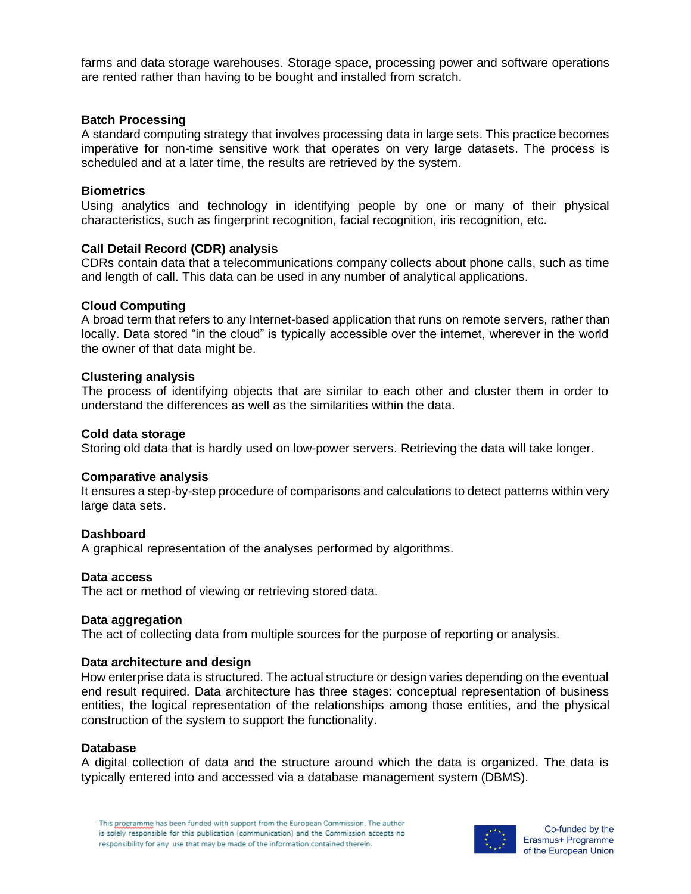farms and data storage warehouses. Storage space, processing power and software operations are rented rather than having to be bought and installed from scratch.

**Batch Processing**
A standard computing strategy that involves processing data in large sets. This practice becomes imperative for non-time sensitive work that operates on very large datasets. The process is scheduled and at a later time, the results are retrieved by the system.

**Biometrics**
Using analytics and technology in identifying people by one or many of their physical characteristics, such as fingerprint recognition, facial recognition, iris recognition, etc.

**Call Detail Record (CDR) analysis**
CDRs contain data that a telecommunications company collects about phone calls, such as time and length of call. This data can be used in any number of analytical applications.

**Cloud Computing**
A broad term that refers to any Internet-based application that runs on remote servers, rather than locally. Data stored "in the cloud" is typically accessible over the internet, wherever in the world the owner of that data might be.

**Clustering analysis**
The process of identifying objects that are similar to each other and cluster them in order to understand the differences as well as the similarities within the data.

**Cold data storage**
Storing old data that is hardly used on low-power servers. Retrieving the data will take longer.

**Comparative analysis**
It ensures a step-by-step procedure of comparisons and calculations to detect patterns within very large data sets.

**Dashboard**
A graphical representation of the analyses performed by algorithms.

**Data access**
The act or method of viewing or retrieving stored data.

**Data aggregation**
The act of collecting data from multiple sources for the purpose of reporting or analysis.

**Data architecture and design**
How enterprise data is structured. The actual structure or design varies depending on the eventual end result required. Data architecture has three stages: conceptual representation of business entities, the logical representation of the relationships among those entities, and the physical construction of the system to support the functionality.

**Database**
A digital collection of data and the structure around which the data is organized. The data is typically entered into and accessed via a database management system (DBMS).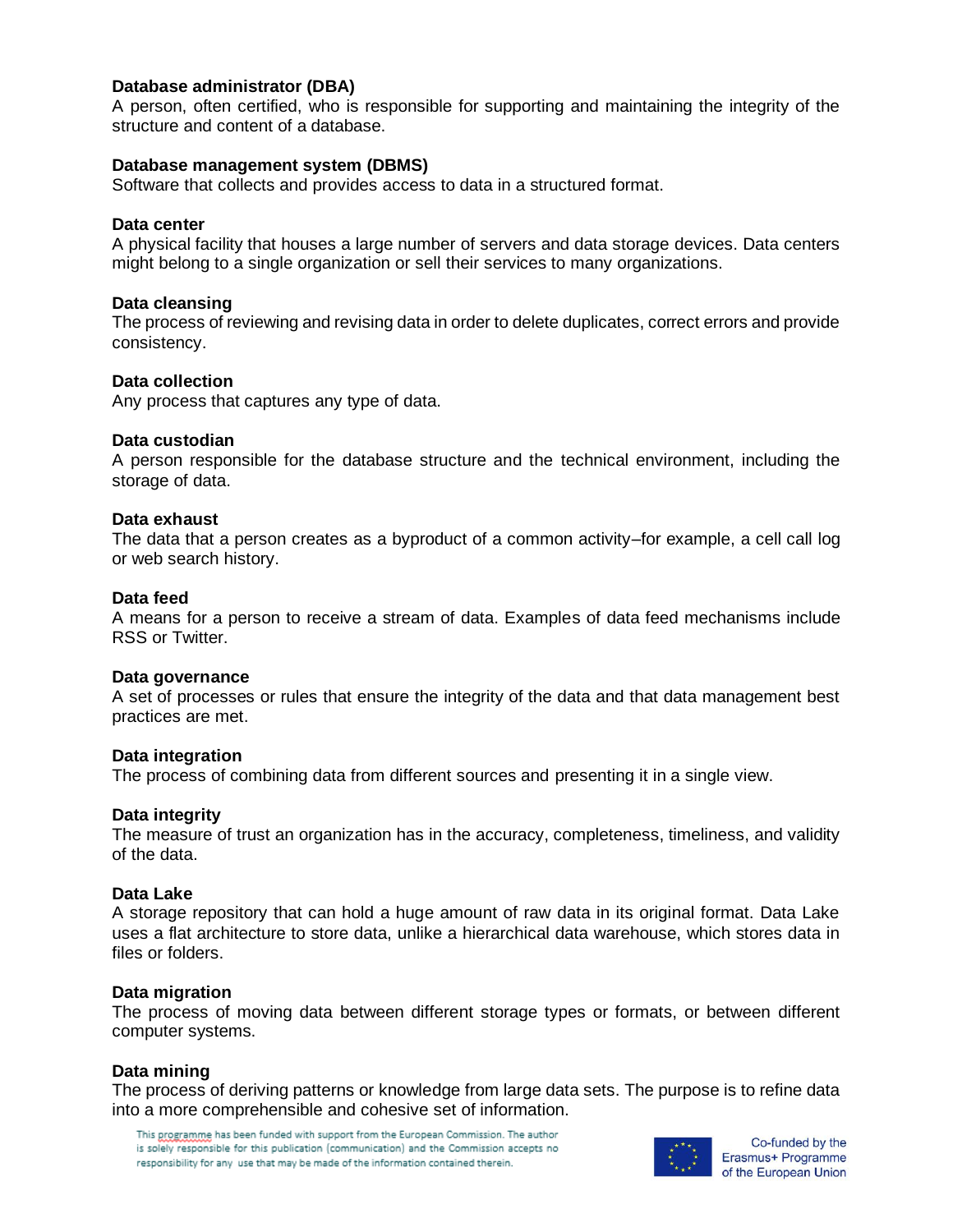**Database administrator (DBA)**
A person, often certified, who is responsible for supporting and maintaining the integrity of the structure and content of a database.

**Database management system (DBMS)**
Software that collects and provides access to data in a structured format.

**Data center**
A physical facility that houses a large number of servers and data storage devices. Data centers might belong to a single organization or sell their services to many organizations.

**Data cleansing**
The process of reviewing and revising data in order to delete duplicates, correct errors and provide consistency.

**Data collection**
Any process that captures any type of data.

**Data custodian**
A person responsible for the database structure and the technical environment, including the storage of data.

**Data exhaust**
The data that a person creates as a byproduct of a common activity–for example, a cell call log or web search history.

**Data feed**
A means for a person to receive a stream of data. Examples of data feed mechanisms include RSS or Twitter.

**Data governance**
A set of processes or rules that ensure the integrity of the data and that data management best practices are met.

**Data integration**
The process of combining data from different sources and presenting it in a single view.

**Data integrity**
The measure of trust an organization has in the accuracy, completeness, timeliness, and validity of the data.

**Data Lake**
A storage repository that can hold a huge amount of raw data in its original format. Data Lake uses a flat architecture to store data, unlike a hierarchical data warehouse, which stores data in files or folders.

**Data migration**
The process of moving data between different storage types or formats, or between different computer systems.

**Data mining**
The process of deriving patterns or knowledge from large data sets. The purpose is to refine data into a more comprehensible and cohesive set of information.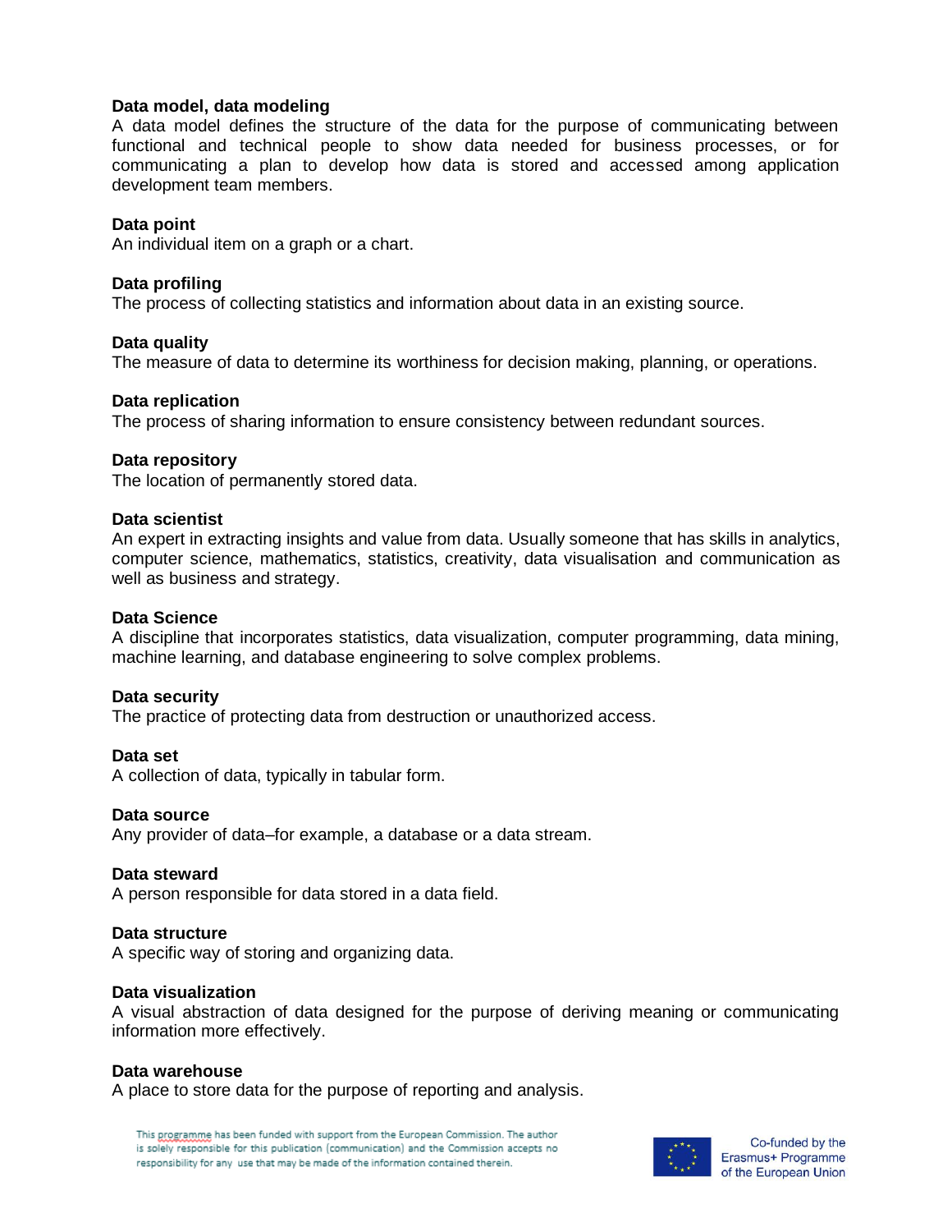**Data model, data modeling**
A data model defines the structure of the data for the purpose of communicating between functional and technical people to show data needed for business processes, or for communicating a plan to develop how data is stored and accessed among application development team members.

**Data point**
An individual item on a graph or a chart.

**Data profiling**
The process of collecting statistics and information about data in an existing source.

**Data quality**
The measure of data to determine its worthiness for decision making, planning, or operations.

**Data replication**
The process of sharing information to ensure consistency between redundant sources.

**Data repository**
The location of permanently stored data.

**Data scientist**
An expert in extracting insights and value from data. Usually someone that has skills in analytics, computer science, mathematics, statistics, creativity, data visualisation and communication as well as business and strategy.

**Data Science**
A discipline that incorporates statistics, data visualization, computer programming, data mining, machine learning, and database engineering to solve complex problems.

**Data security**
The practice of protecting data from destruction or unauthorized access.

**Data set**
A collection of data, typically in tabular form.

**Data source**
Any provider of data–for example, a database or a data stream.

**Data steward**
A person responsible for data stored in a data field.

**Data structure**
A specific way of storing and organizing data.

**Data visualization**
A visual abstraction of data designed for the purpose of deriving meaning or communicating information more effectively.

**Data warehouse**
A place to store data for the purpose of reporting and analysis.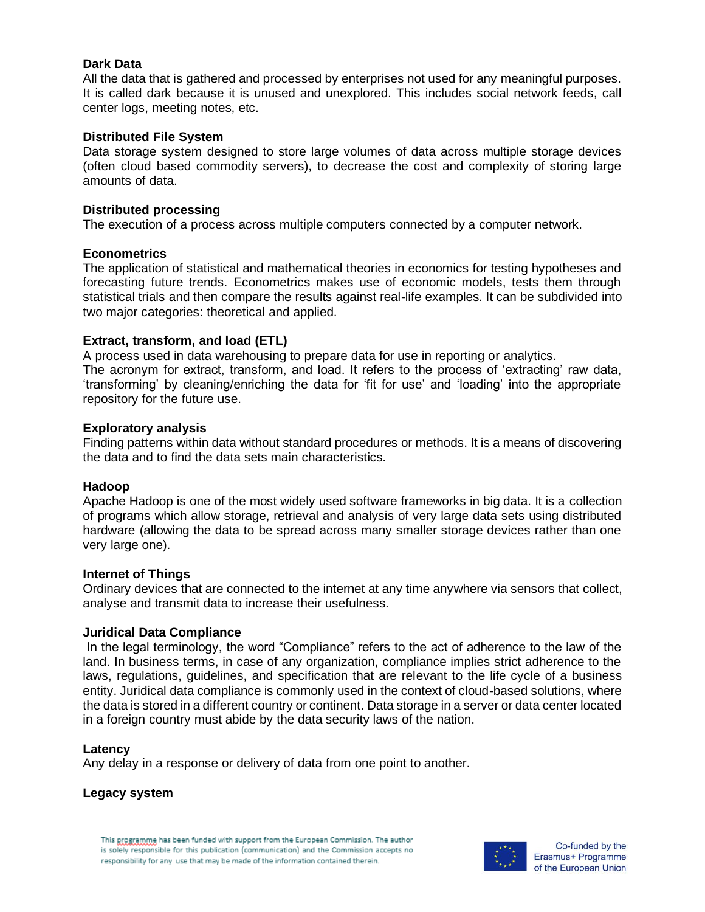**Dark Data**
All the data that is gathered and processed by enterprises not used for any meaningful purposes. It is called dark because it is unused and unexplored. This includes social network feeds, call center logs, meeting notes, etc.

**Distributed File System**
Data storage system designed to store large volumes of data across multiple storage devices (often cloud based commodity servers), to decrease the cost and complexity of storing large amounts of data.

**Distributed processing**
The execution of a process across multiple computers connected by a computer network.

**Econometrics**
The application of statistical and mathematical theories in economics for testing hypotheses and forecasting future trends. Econometrics makes use of economic models, tests them through statistical trials and then compare the results against real-life examples. It can be subdivided into two major categories: theoretical and applied.

**Extract, transform, and load (ETL)**
A process used in data warehousing to prepare data for use in reporting or analytics.
The acronym for extract, transform, and load. It refers to the process of 'extracting' raw data, 'transforming' by cleaning/enriching the data for 'fit for use' and 'loading' into the appropriate repository for the future use.

**Exploratory analysis**
Finding patterns within data without standard procedures or methods. It is a means of discovering the data and to find the data sets main characteristics.

**Hadoop**
Apache Hadoop is one of the most widely used software frameworks in big data. It is a collection of programs which allow storage, retrieval and analysis of very large data sets using distributed hardware (allowing the data to be spread across many smaller storage devices rather than one very large one).

**Internet of Things**
Ordinary devices that are connected to the internet at any time anywhere via sensors that collect, analyse and transmit data to increase their usefulness.

**Juridical Data Compliance**
In the legal terminology, the word "Compliance" refers to the act of adherence to the law of the land. In business terms, in case of any organization, compliance implies strict adherence to the laws, regulations, guidelines, and specification that are relevant to the life cycle of a business entity. Juridical data compliance is commonly used in the context of cloud-based solutions, where the data is stored in a different country or continent. Data storage in a server or data center located in a foreign country must abide by the data security laws of the nation.

**Latency**
Any delay in a response or delivery of data from one point to another.

**Legacy system**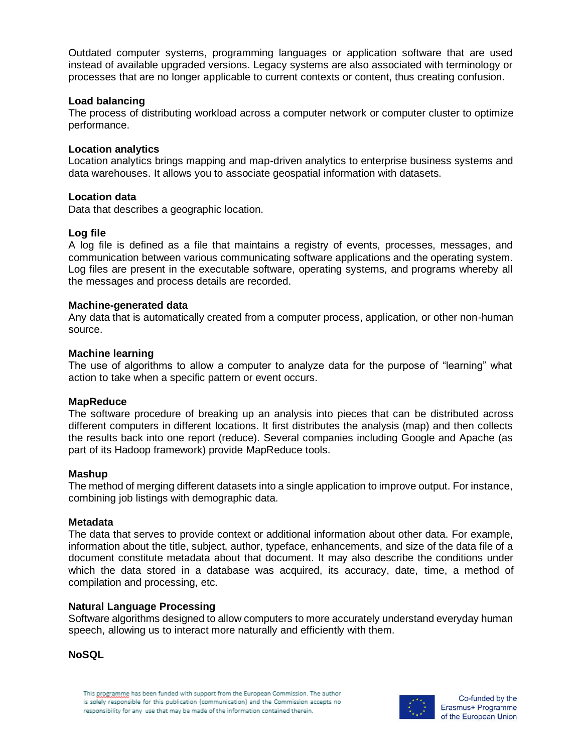Outdated computer systems, programming languages or application software that are used instead of available upgraded versions. Legacy systems are also associated with terminology or processes that are no longer applicable to current contexts or content, thus creating confusion.

**Load balancing**
The process of distributing workload across a computer network or computer cluster to optimize performance.

**Location analytics**
Location analytics brings mapping and map-driven analytics to enterprise business systems and data warehouses. It allows you to associate geospatial information with datasets.

**Location data**
Data that describes a geographic location.

**Log file**
A log file is defined as a file that maintains a registry of events, processes, messages, and communication between various communicating software applications and the operating system. Log files are present in the executable software, operating systems, and programs whereby all the messages and process details are recorded.

**Machine-generated data**
Any data that is automatically created from a computer process, application, or other non-human source.

**Machine learning**
The use of algorithms to allow a computer to analyze data for the purpose of "learning" what action to take when a specific pattern or event occurs.

**MapReduce**
The software procedure of breaking up an analysis into pieces that can be distributed across different computers in different locations. It first distributes the analysis (map) and then collects the results back into one report (reduce). Several companies including Google and Apache (as part of its Hadoop framework) provide MapReduce tools.

**Mashup**
The method of merging different datasets into a single application to improve output. For instance, combining job listings with demographic data.

**Metadata**
The data that serves to provide context or additional information about other data. For example, information about the title, subject, author, typeface, enhancements, and size of the data file of a document constitute metadata about that document. It may also describe the conditions under which the data stored in a database was acquired, its accuracy, date, time, a method of compilation and processing, etc.

**Natural Language Processing**
Software algorithms designed to allow computers to more accurately understand everyday human speech, allowing us to interact more naturally and efficiently with them.

**NoSQL**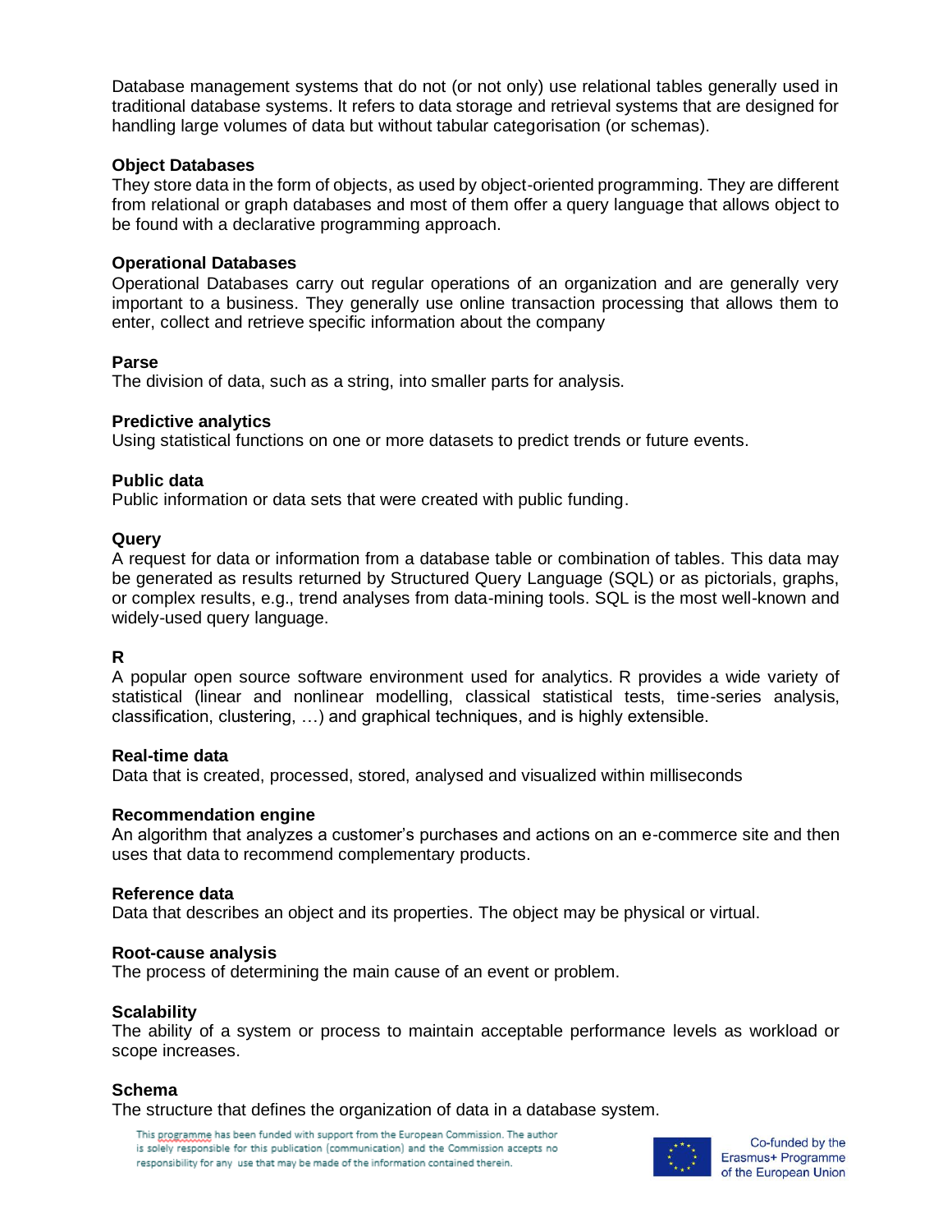Database management systems that do not (or not only) use relational tables generally used in traditional database systems. It refers to data storage and retrieval systems that are designed for handling large volumes of data but without tabular categorisation (or schemas).

**Object Databases**
They store data in the form of objects, as used by object-oriented programming. They are different from relational or graph databases and most of them offer a query language that allows object to be found with a declarative programming approach.

**Operational Databases**
Operational Databases carry out regular operations of an organization and are generally very important to a business. They generally use online transaction processing that allows them to enter, collect and retrieve specific information about the company

**Parse**
The division of data, such as a string, into smaller parts for analysis.

**Predictive analytics**
Using statistical functions on one or more datasets to predict trends or future events.

**Public data**
Public information or data sets that were created with public funding.

**Query**
A request for data or information from a database table or combination of tables. This data may be generated as results returned by Structured Query Language (SQL) or as pictorials, graphs, or complex results, e.g., trend analyses from data-mining tools. SQL is the most well-known and widely-used query language.

**R**
A popular open source software environment used for analytics. R provides a wide variety of statistical (linear and nonlinear modelling, classical statistical tests, time-series analysis, classification, clustering, …) and graphical techniques, and is highly extensible.

**Real-time data**
Data that is created, processed, stored, analysed and visualized within milliseconds

**Recommendation engine**
An algorithm that analyzes a customer's purchases and actions on an e-commerce site and then uses that data to recommend complementary products.

**Reference data**
Data that describes an object and its properties. The object may be physical or virtual.

**Root-cause analysis**
The process of determining the main cause of an event or problem.

**Scalability**
The ability of a system or process to maintain acceptable performance levels as workload or scope increases.

**Schema**
The structure that defines the organization of data in a database system.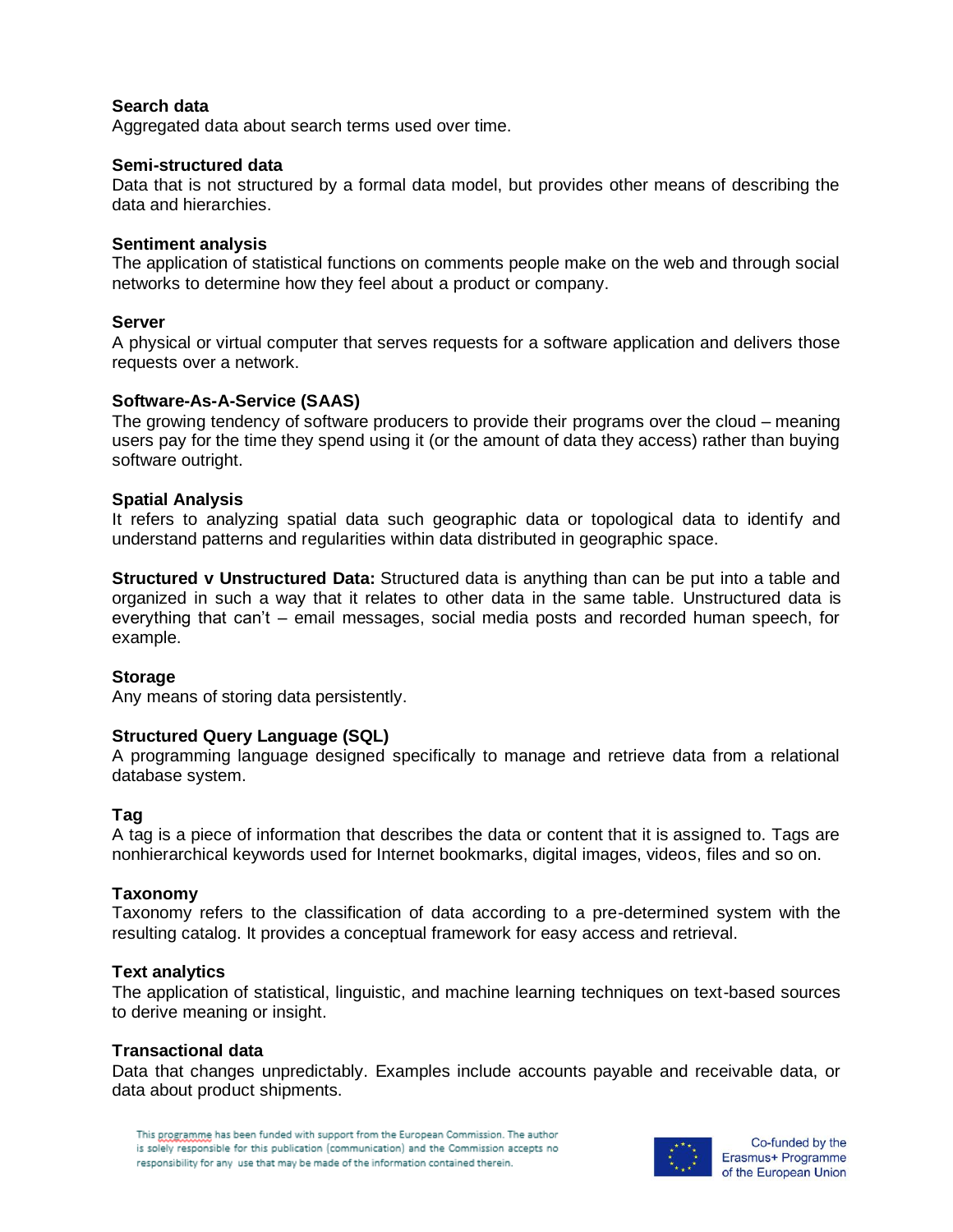**Search data**
Aggregated data about search terms used over time.

**Semi-structured data**
Data that is not structured by a formal data model, but provides other means of describing the data and hierarchies.

**Sentiment analysis**
The application of statistical functions on comments people make on the web and through social networks to determine how they feel about a product or company.

**Server**
A physical or virtual computer that serves requests for a software application and delivers those requests over a network.

**Software-As-A-Service (SAAS)**
The growing tendency of software producers to provide their programs over the cloud – meaning users pay for the time they spend using it (or the amount of data they access) rather than buying software outright.

**Spatial Analysis**
It refers to analyzing spatial data such geographic data or topological data to identify and understand patterns and regularities within data distributed in geographic space.

**Structured v Unstructured Data:** Structured data is anything than can be put into a table and organized in such a way that it relates to other data in the same table. Unstructured data is everything that can't – email messages, social media posts and recorded human speech, for example.

**Storage**
Any means of storing data persistently.

**Structured Query Language (SQL)**
A programming language designed specifically to manage and retrieve data from a relational database system.

**Tag**
A tag is a piece of information that describes the data or content that it is assigned to. Tags are nonhierarchical keywords used for Internet bookmarks, digital images, videos, files and so on.

**Taxonomy**
Taxonomy refers to the classification of data according to a pre-determined system with the resulting catalog. It provides a conceptual framework for easy access and retrieval.

**Text analytics**
The application of statistical, linguistic, and machine learning techniques on text-based sources to derive meaning or insight.

**Transactional data**
Data that changes unpredictably. Examples include accounts payable and receivable data, or data about product shipments.

This programme has been funded with support from the European Commission. The author is solely responsible for this publication (communication) and the Commission accepts no responsibility for any use that may be made of the information contained therein.

Co-funded by the Erasmus+ Programme of the European Union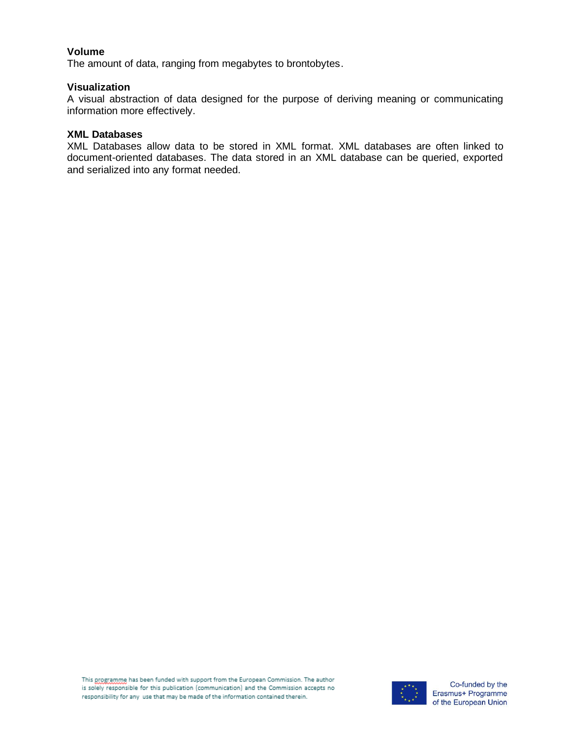**Volume**
The amount of data, ranging from megabytes to brontobytes.

**Visualization**
A visual abstraction of data designed for the purpose of deriving meaning or communicating information more effectively.

**XML Databases**
XML Databases allow data to be stored in XML format. XML databases are often linked to document-oriented databases. The data stored in an XML database can be queried, exported and serialized into any format needed.